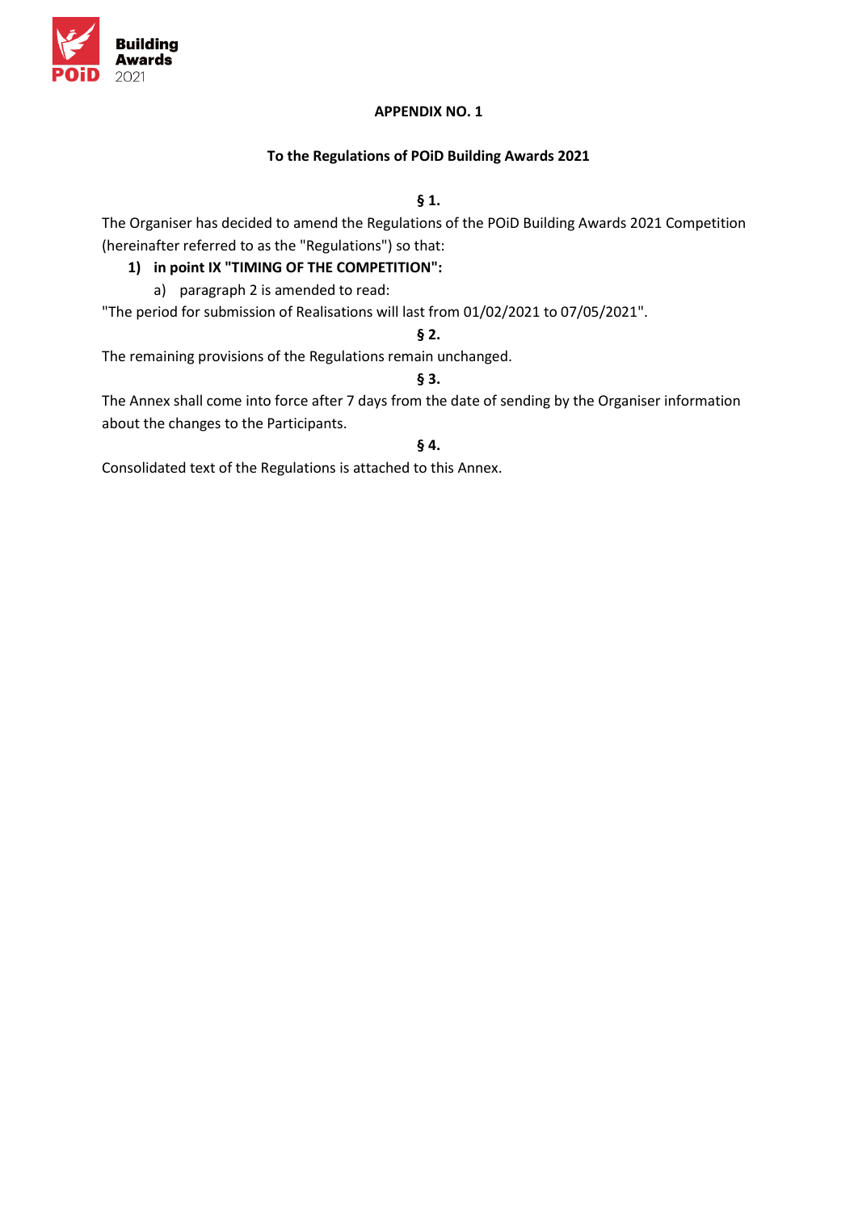## APPENDIX NO. 1

### To the Regulations of POiD Building Awards 2021

**§ 1.**

The Organiser has decided to amend the Regulations of the POiD Building Awards 2021 Competition (hereinafter referred to as the "Regulations") so that:

1) **in point IX "TIMING OF THE COMPETITION":**
   a) paragraph 2 is amended to read:

"The period for submission of Realisations will last from 01/02/2021 to 07/05/2021".

**§ 2.**

The remaining provisions of the Regulations remain unchanged.

**§ 3.**

The Annex shall come into force after 7 days from the date of sending by the Organiser information about the changes to the Participants.

**§ 4.**

Consolidated text of the Regulations is attached to this Annex.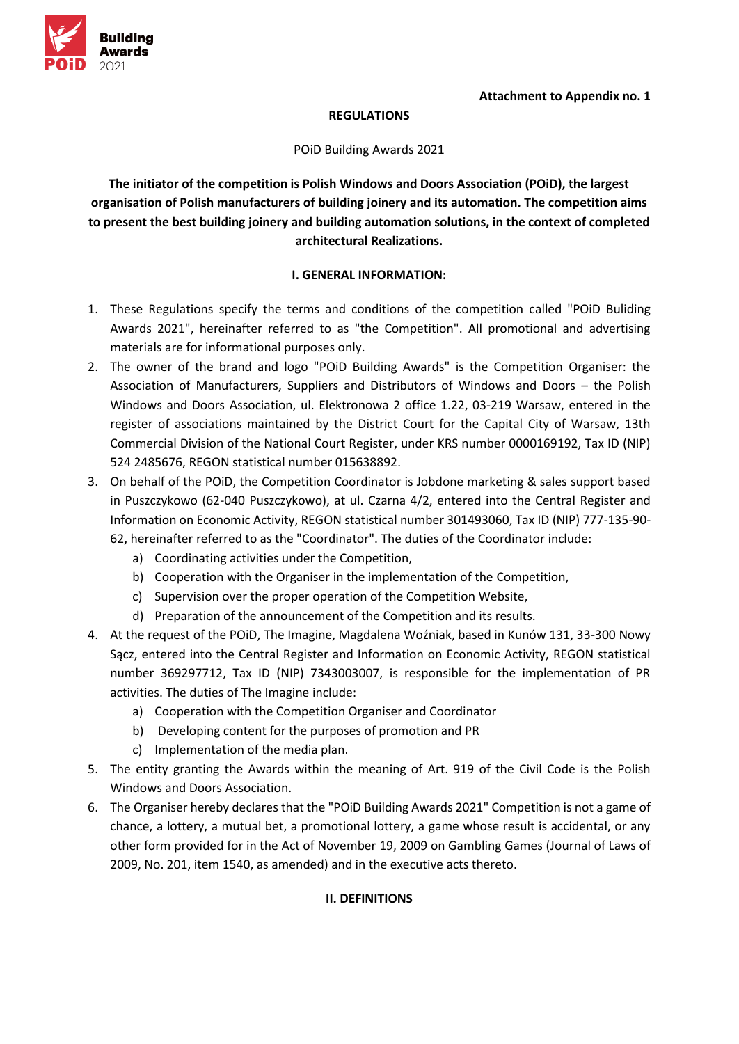**Attachment to Appendix no. 1**

**REGULATIONS**

POiD Building Awards 2021

**The initiator of the competition is Polish Windows and Doors Association (POiD), the largest organisation of Polish manufacturers of building joinery and its automation. The competition aims to present the best building joinery and building automation solutions, in the context of completed architectural Realizations.**

**I. GENERAL INFORMATION:**

1. These Regulations specify the terms and conditions of the competition called "POiD Buliding Awards 2021", hereinafter referred to as "the Competition". All promotional and advertising materials are for informational purposes only.
2. The owner of the brand and logo "POiD Building Awards" is the Competition Organiser: the Association of Manufacturers, Suppliers and Distributors of Windows and Doors – the Polish Windows and Doors Association, ul. Elektronowa 2 office 1.22, 03-219 Warsaw, entered in the register of associations maintained by the District Court for the Capital City of Warsaw, 13th Commercial Division of the National Court Register, under KRS number 0000169192, Tax ID (NIP) 524 2485676, REGON statistical number 015638892.
3. On behalf of the POiD, the Competition Coordinator is Jobdone marketing & sales support based in Puszczykowo (62-040 Puszczykowo), at ul. Czarna 4/2, entered into the Central Register and Information on Economic Activity, REGON statistical number 301493060, Tax ID (NIP) 777-135-90-62, hereinafter referred to as the "Coordinator". The duties of the Coordinator include:
   a) Coordinating activities under the Competition,
   b) Cooperation with the Organiser in the implementation of the Competition,
   c) Supervision over the proper operation of the Competition Website,
   d) Preparation of the announcement of the Competition and its results.
4. At the request of the POiD, The Imagine, Magdalena Woźniak, based in Kunów 131, 33-300 Nowy Sącz, entered into the Central Register and Information on Economic Activity, REGON statistical number 369297712, Tax ID (NIP) 7343003007, is responsible for the implementation of PR activities. The duties of The Imagine include:
   a) Cooperation with the Competition Organiser and Coordinator
   b) Developing content for the purposes of promotion and PR
   c) Implementation of the media plan.
5. The entity granting the Awards within the meaning of Art. 919 of the Civil Code is the Polish Windows and Doors Association.
6. The Organiser hereby declares that the "POiD Building Awards 2021" Competition is not a game of chance, a lottery, a mutual bet, a promotional lottery, a game whose result is accidental, or any other form provided for in the Act of November 19, 2009 on Gambling Games (Journal of Laws of 2009, No. 201, item 1540, as amended) and in the executive acts thereto.

**II. DEFINITIONS**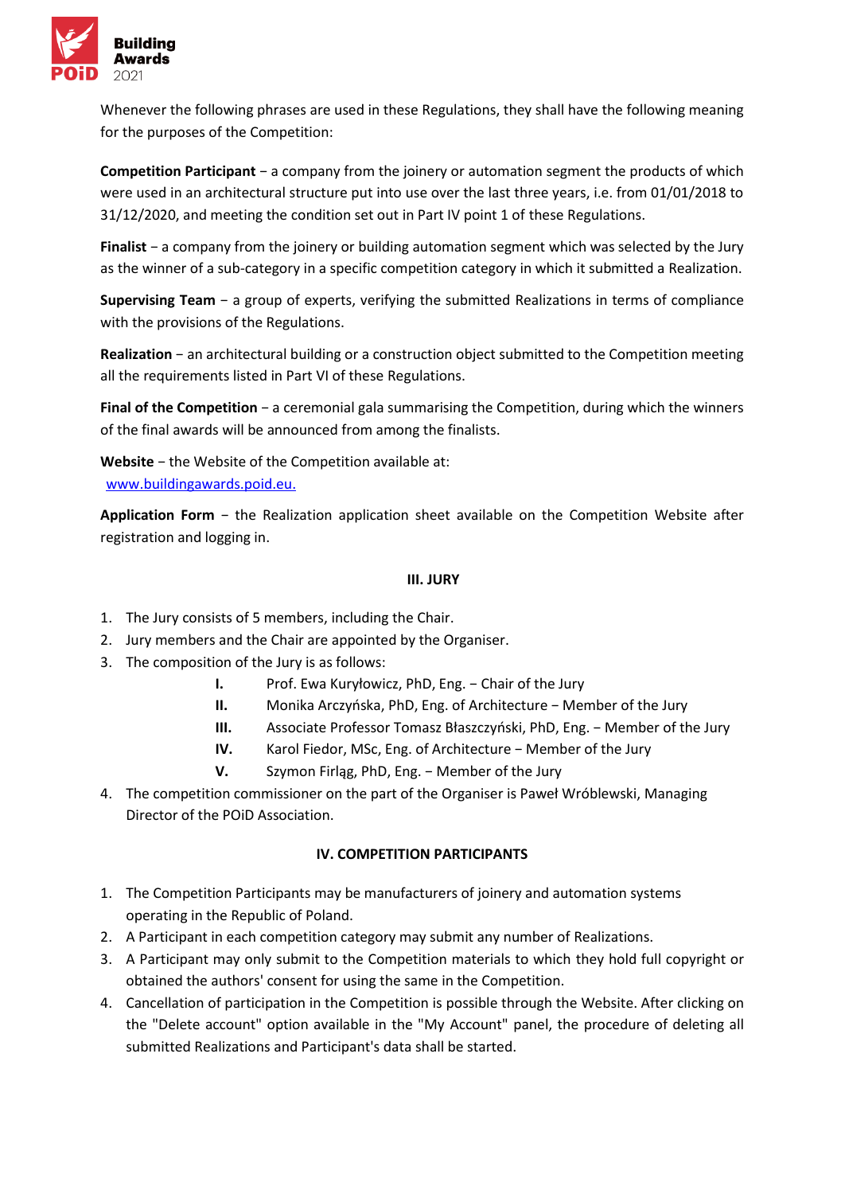Whenever the following phrases are used in these Regulations, they shall have the following meaning for the purposes of the Competition:

**Competition Participant** − a company from the joinery or automation segment the products of which were used in an architectural structure put into use over the last three years, i.e. from 01/01/2018 to 31/12/2020, and meeting the condition set out in Part IV point 1 of these Regulations.

**Finalist** − a company from the joinery or building automation segment which was selected by the Jury as the winner of a sub-category in a specific competition category in which it submitted a Realization.

**Supervising Team** − a group of experts, verifying the submitted Realizations in terms of compliance with the provisions of the Regulations.

**Realization** − an architectural building or a construction object submitted to the Competition meeting all the requirements listed in Part VI of these Regulations.

**Final of the Competition** − a ceremonial gala summarising the Competition, during which the winners of the final awards will be announced from among the finalists.

**Website** − the Website of the Competition available at: [www.buildingawards.poid.eu.](http://www.buildingawards.poid.eu)

**Application Form** − the Realization application sheet available on the Competition Website after registration and logging in.

## III. JURY

1. The Jury consists of 5 members, including the Chair.
2. Jury members and the Chair are appointed by the Organiser.
3. The composition of the Jury is as follows:
   - **I.** Prof. Ewa Kuryłowicz, PhD, Eng. − Chair of the Jury
   - **II.** Monika Arczyńska, PhD, Eng. of Architecture − Member of the Jury
   - **III.** Associate Professor Tomasz Błaszczyński, PhD, Eng. − Member of the Jury
   - **IV.** Karol Fiedor, MSc, Eng. of Architecture − Member of the Jury
   - **V.** Szymon Firląg, PhD, Eng. − Member of the Jury
4. The competition commissioner on the part of the Organiser is Paweł Wróblewski, Managing Director of the POiD Association.

## IV. COMPETITION PARTICIPANTS

1. The Competition Participants may be manufacturers of joinery and automation systems operating in the Republic of Poland.
2. A Participant in each competition category may submit any number of Realizations.
3. A Participant may only submit to the Competition materials to which they hold full copyright or obtained the authors' consent for using the same in the Competition.
4. Cancellation of participation in the Competition is possible through the Website. After clicking on the "Delete account" option available in the "My Account" panel, the procedure of deleting all submitted Realizations and Participant's data shall be started.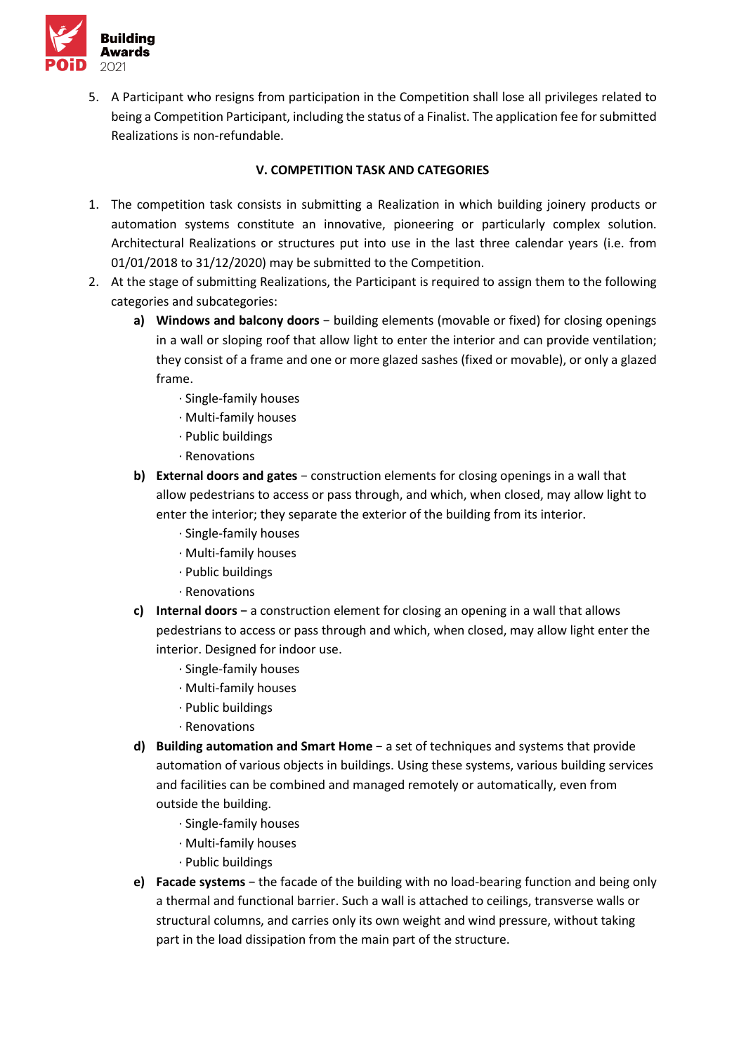5. A Participant who resigns from participation in the Competition shall lose all privileges related to being a Competition Participant, including the status of a Finalist. The application fee for submitted Realizations is non-refundable.

## V. COMPETITION TASK AND CATEGORIES

1. The competition task consists in submitting a Realization in which building joinery products or automation systems constitute an innovative, pioneering or particularly complex solution. Architectural Realizations or structures put into use in the last three calendar years (i.e. from 01/01/2018 to 31/12/2020) may be submitted to the Competition.
2. At the stage of submitting Realizations, the Participant is required to assign them to the following categories and subcategories:
   - **a) Windows and balcony doors** − building elements (movable or fixed) for closing openings in a wall or sloping roof that allow light to enter the interior and can provide ventilation; they consist of a frame and one or more glazed sashes (fixed or movable), or only a glazed frame.
     - · Single-family houses
     - · Multi-family houses
     - · Public buildings
     - · Renovations
   - **b) External doors and gates** − construction elements for closing openings in a wall that allow pedestrians to access or pass through, and which, when closed, may allow light to enter the interior; they separate the exterior of the building from its interior.
     - · Single-family houses
     - · Multi-family houses
     - · Public buildings
     - · Renovations
   - **c) Internal doors –** a construction element for closing an opening in a wall that allows pedestrians to access or pass through and which, when closed, may allow light enter the interior. Designed for indoor use.
     - · Single-family houses
     - · Multi-family houses
     - · Public buildings
     - · Renovations
   - **d) Building automation and Smart Home** − a set of techniques and systems that provide automation of various objects in buildings. Using these systems, various building services and facilities can be combined and managed remotely or automatically, even from outside the building.
     - · Single-family houses
     - · Multi-family houses
     - · Public buildings
   - **e) Facade systems** − the facade of the building with no load-bearing function and being only a thermal and functional barrier. Such a wall is attached to ceilings, transverse walls or structural columns, and carries only its own weight and wind pressure, without taking part in the load dissipation from the main part of the structure.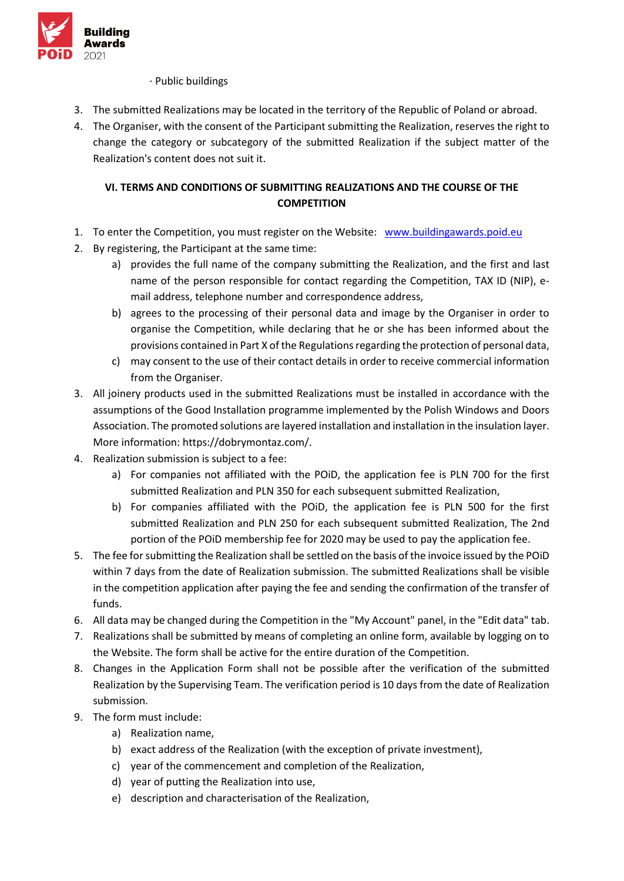· Public buildings

3. The submitted Realizations may be located in the territory of the Republic of Poland or abroad.
4. The Organiser, with the consent of the Participant submitting the Realization, reserves the right to change the category or subcategory of the submitted Realization if the subject matter of the Realization's content does not suit it.

## VI. TERMS AND CONDITIONS OF SUBMITTING REALIZATIONS AND THE COURSE OF THE COMPETITION

1. To enter the Competition, you must register on the Website: [www.buildingawards.poid.eu](www.buildingawards.poid.eu)
2. By registering, the Participant at the same time:
   a) provides the full name of the company submitting the Realization, and the first and last name of the person responsible for contact regarding the Competition, TAX ID (NIP), e-mail address, telephone number and correspondence address,
   b) agrees to the processing of their personal data and image by the Organiser in order to organise the Competition, while declaring that he or she has been informed about the provisions contained in Part X of the Regulations regarding the protection of personal data,
   c) may consent to the use of their contact details in order to receive commercial information from the Organiser.
3. All joinery products used in the submitted Realizations must be installed in accordance with the assumptions of the Good Installation programme implemented by the Polish Windows and Doors Association. The promoted solutions are layered installation and installation in the insulation layer. More information: https://dobrymontaz.com/.
4. Realization submission is subject to a fee:
   a) For companies not affiliated with the POiD, the application fee is PLN 700 for the first submitted Realization and PLN 350 for each subsequent submitted Realization,
   b) For companies affiliated with the POiD, the application fee is PLN 500 for the first submitted Realization and PLN 250 for each subsequent submitted Realization, The 2nd portion of the POiD membership fee for 2020 may be used to pay the application fee.
5. The fee for submitting the Realization shall be settled on the basis of the invoice issued by the POiD within 7 days from the date of Realization submission. The submitted Realizations shall be visible in the competition application after paying the fee and sending the confirmation of the transfer of funds.
6. All data may be changed during the Competition in the "My Account" panel, in the "Edit data" tab.
7. Realizations shall be submitted by means of completing an online form, available by logging on to the Website. The form shall be active for the entire duration of the Competition.
8. Changes in the Application Form shall not be possible after the verification of the submitted Realization by the Supervising Team. The verification period is 10 days from the date of Realization submission.
9. The form must include:
   a) Realization name,
   b) exact address of the Realization (with the exception of private investment),
   c) year of the commencement and completion of the Realization,
   d) year of putting the Realization into use,
   e) description and characterisation of the Realization,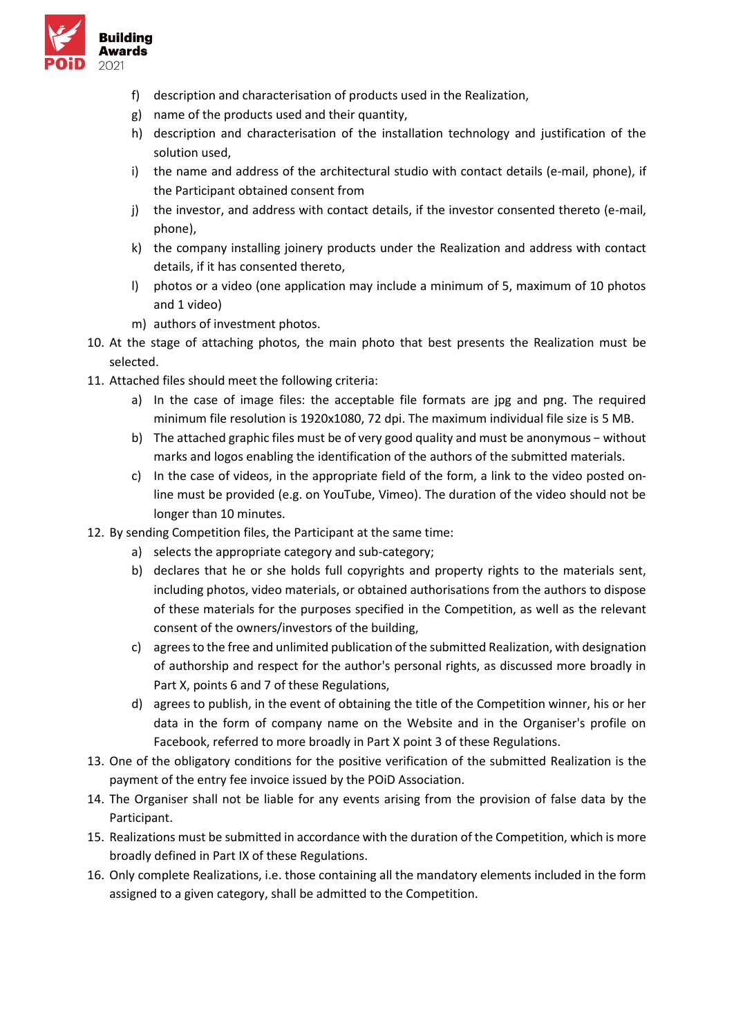f) description and characterisation of products used in the Realization,
   g) name of the products used and their quantity,
   h) description and characterisation of the installation technology and justification of the solution used,
   i) the name and address of the architectural studio with contact details (e-mail, phone), if the Participant obtained consent from
   j) the investor, and address with contact details, if the investor consented thereto (e-mail, phone),
   k) the company installing joinery products under the Realization and address with contact details, if it has consented thereto,
   l) photos or a video (one application may include a minimum of 5, maximum of 10 photos and 1 video)
   m) authors of investment photos.

10. At the stage of attaching photos, the main photo that best presents the Realization must be selected.
11. Attached files should meet the following criteria:
    a) In the case of image files: the acceptable file formats are jpg and png. The required minimum file resolution is 1920x1080, 72 dpi. The maximum individual file size is 5 MB.
    b) The attached graphic files must be of very good quality and must be anonymous − without marks and logos enabling the identification of the authors of the submitted materials.
    c) In the case of videos, in the appropriate field of the form, a link to the video posted on-line must be provided (e.g. on YouTube, Vimeo). The duration of the video should not be longer than 10 minutes.
12. By sending Competition files, the Participant at the same time:
    a) selects the appropriate category and sub-category;
    b) declares that he or she holds full copyrights and property rights to the materials sent, including photos, video materials, or obtained authorisations from the authors to dispose of these materials for the purposes specified in the Competition, as well as the relevant consent of the owners/investors of the building,
    c) agrees to the free and unlimited publication of the submitted Realization, with designation of authorship and respect for the author's personal rights, as discussed more broadly in Part X, points 6 and 7 of these Regulations,
    d) agrees to publish, in the event of obtaining the title of the Competition winner, his or her data in the form of company name on the Website and in the Organiser's profile on Facebook, referred to more broadly in Part X point 3 of these Regulations.
13. One of the obligatory conditions for the positive verification of the submitted Realization is the payment of the entry fee invoice issued by the POiD Association.
14. The Organiser shall not be liable for any events arising from the provision of false data by the Participant.
15. Realizations must be submitted in accordance with the duration of the Competition, which is more broadly defined in Part IX of these Regulations.
16. Only complete Realizations, i.e. those containing all the mandatory elements included in the form assigned to a given category, shall be admitted to the Competition.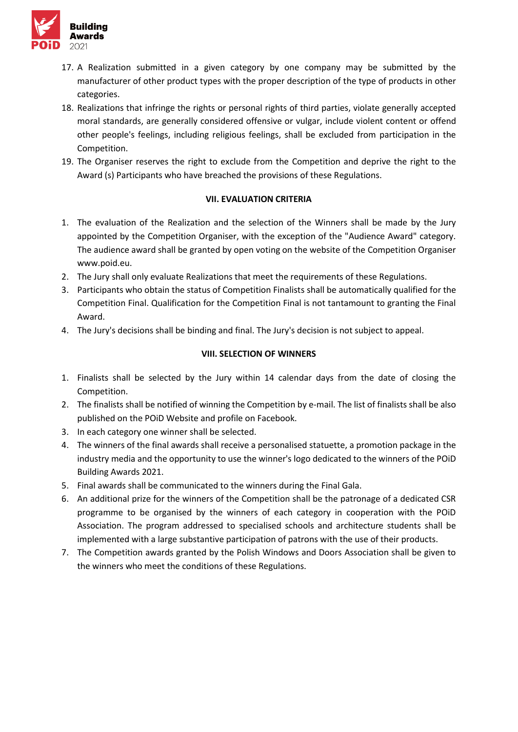17. A Realization submitted in a given category by one company may be submitted by the manufacturer of other product types with the proper description of the type of products in other categories.
18. Realizations that infringe the rights or personal rights of third parties, violate generally accepted moral standards, are generally considered offensive or vulgar, include violent content or offend other people's feelings, including religious feelings, shall be excluded from participation in the Competition.
19. The Organiser reserves the right to exclude from the Competition and deprive the right to the Award (s) Participants who have breached the provisions of these Regulations.

## VII. EVALUATION CRITERIA

1. The evaluation of the Realization and the selection of the Winners shall be made by the Jury appointed by the Competition Organiser, with the exception of the "Audience Award" category. The audience award shall be granted by open voting on the website of the Competition Organiser www.poid.eu.
2. The Jury shall only evaluate Realizations that meet the requirements of these Regulations.
3. Participants who obtain the status of Competition Finalists shall be automatically qualified for the Competition Final. Qualification for the Competition Final is not tantamount to granting the Final Award.
4. The Jury's decisions shall be binding and final. The Jury's decision is not subject to appeal.

## VIII. SELECTION OF WINNERS

1. Finalists shall be selected by the Jury within 14 calendar days from the date of closing the Competition.
2. The finalists shall be notified of winning the Competition by e-mail. The list of finalists shall be also published on the POiD Website and profile on Facebook.
3. In each category one winner shall be selected.
4. The winners of the final awards shall receive a personalised statuette, a promotion package in the industry media and the opportunity to use the winner's logo dedicated to the winners of the POiD Building Awards 2021.
5. Final awards shall be communicated to the winners during the Final Gala.
6. An additional prize for the winners of the Competition shall be the patronage of a dedicated CSR programme to be organised by the winners of each category in cooperation with the POiD Association. The program addressed to specialised schools and architecture students shall be implemented with a large substantive participation of patrons with the use of their products.
7. The Competition awards granted by the Polish Windows and Doors Association shall be given to the winners who meet the conditions of these Regulations.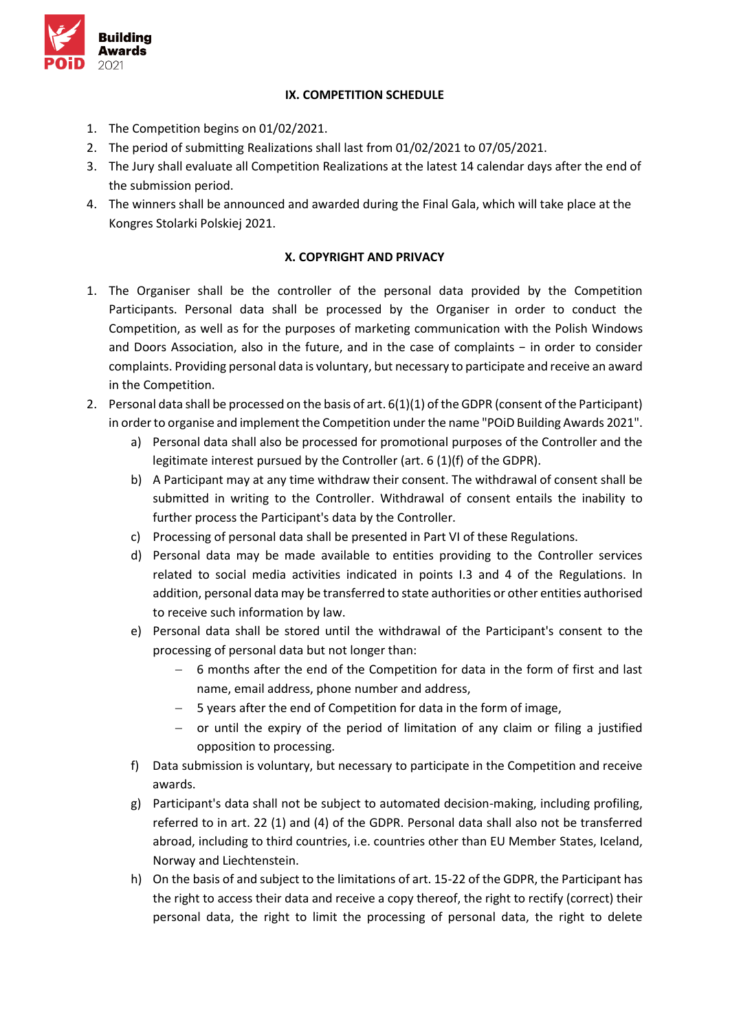## IX. COMPETITION SCHEDULE

1. The Competition begins on 01/02/2021.
2. The period of submitting Realizations shall last from 01/02/2021 to 07/05/2021.
3. The Jury shall evaluate all Competition Realizations at the latest 14 calendar days after the end of the submission period.
4. The winners shall be announced and awarded during the Final Gala, which will take place at the Kongres Stolarki Polskiej 2021.

## X. COPYRIGHT AND PRIVACY

1. The Organiser shall be the controller of the personal data provided by the Competition Participants. Personal data shall be processed by the Organiser in order to conduct the Competition, as well as for the purposes of marketing communication with the Polish Windows and Doors Association, also in the future, and in the case of complaints − in order to consider complaints. Providing personal data is voluntary, but necessary to participate and receive an award in the Competition.
2. Personal data shall be processed on the basis of art. 6(1)(1) of the GDPR (consent of the Participant) in order to organise and implement the Competition under the name "POiD Building Awards 2021".
   a) Personal data shall also be processed for promotional purposes of the Controller and the legitimate interest pursued by the Controller (art. 6 (1)(f) of the GDPR).
   b) A Participant may at any time withdraw their consent. The withdrawal of consent shall be submitted in writing to the Controller. Withdrawal of consent entails the inability to further process the Participant's data by the Controller.
   c) Processing of personal data shall be presented in Part VI of these Regulations.
   d) Personal data may be made available to entities providing to the Controller services related to social media activities indicated in points I.3 and 4 of the Regulations. In addition, personal data may be transferred to state authorities or other entities authorised to receive such information by law.
   e) Personal data shall be stored until the withdrawal of the Participant's consent to the processing of personal data but not longer than:
      - 6 months after the end of the Competition for data in the form of first and last name, email address, phone number and address,
      - 5 years after the end of Competition for data in the form of image,
      - or until the expiry of the period of limitation of any claim or filing a justified opposition to processing.
   f) Data submission is voluntary, but necessary to participate in the Competition and receive awards.
   g) Participant's data shall not be subject to automated decision-making, including profiling, referred to in art. 22 (1) and (4) of the GDPR. Personal data shall also not be transferred abroad, including to third countries, i.e. countries other than EU Member States, Iceland, Norway and Liechtenstein.
   h) On the basis of and subject to the limitations of art. 15-22 of the GDPR, the Participant has the right to access their data and receive a copy thereof, the right to rectify (correct) their personal data, the right to limit the processing of personal data, the right to delete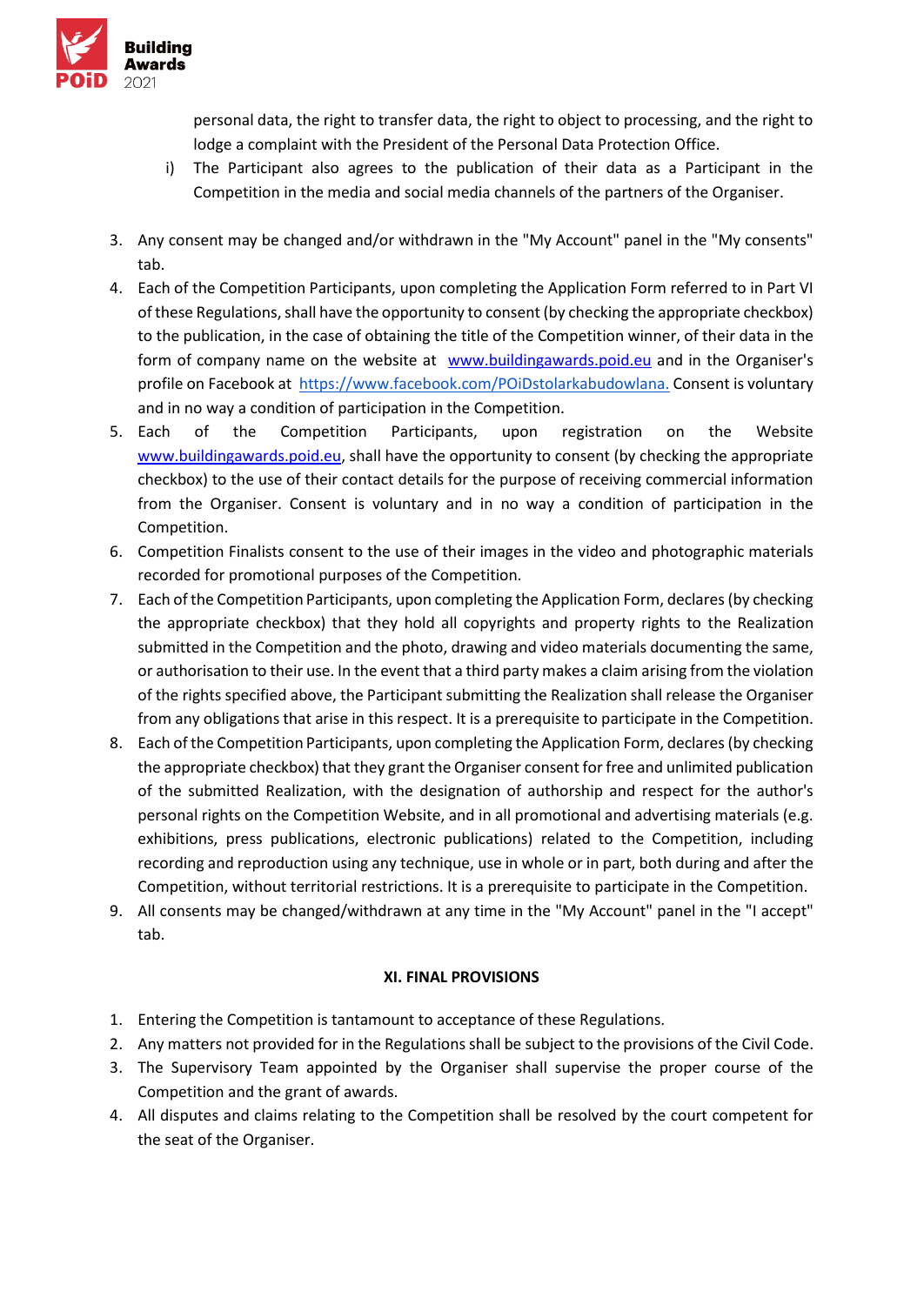personal data, the right to transfer data, the right to object to processing, and the right to lodge a complaint with the President of the Personal Data Protection Office.

i) The Participant also agrees to the publication of their data as a Participant in the Competition in the media and social media channels of the partners of the Organiser.

3. Any consent may be changed and/or withdrawn in the "My Account" panel in the "My consents" tab.
4. Each of the Competition Participants, upon completing the Application Form referred to in Part VI of these Regulations, shall have the opportunity to consent (by checking the appropriate checkbox) to the publication, in the case of obtaining the title of the Competition winner, of their data in the form of company name on the website at www.buildingawards.poid.eu and in the Organiser's profile on Facebook at https://www.facebook.com/POiDstolarkabudowlana. Consent is voluntary and in no way a condition of participation in the Competition.
5. Each of the Competition Participants, upon registration on the Website www.buildingawards.poid.eu, shall have the opportunity to consent (by checking the appropriate checkbox) to the use of their contact details for the purpose of receiving commercial information from the Organiser. Consent is voluntary and in no way a condition of participation in the Competition.
6. Competition Finalists consent to the use of their images in the video and photographic materials recorded for promotional purposes of the Competition.
7. Each of the Competition Participants, upon completing the Application Form, declares (by checking the appropriate checkbox) that they hold all copyrights and property rights to the Realization submitted in the Competition and the photo, drawing and video materials documenting the same, or authorisation to their use. In the event that a third party makes a claim arising from the violation of the rights specified above, the Participant submitting the Realization shall release the Organiser from any obligations that arise in this respect. It is a prerequisite to participate in the Competition.
8. Each of the Competition Participants, upon completing the Application Form, declares (by checking the appropriate checkbox) that they grant the Organiser consent for free and unlimited publication of the submitted Realization, with the designation of authorship and respect for the author's personal rights on the Competition Website, and in all promotional and advertising materials (e.g. exhibitions, press publications, electronic publications) related to the Competition, including recording and reproduction using any technique, use in whole or in part, both during and after the Competition, without territorial restrictions. It is a prerequisite to participate in the Competition.
9. All consents may be changed/withdrawn at any time in the "My Account" panel in the "I accept" tab.

**XI. FINAL PROVISIONS**

1. Entering the Competition is tantamount to acceptance of these Regulations.
2. Any matters not provided for in the Regulations shall be subject to the provisions of the Civil Code.
3. The Supervisory Team appointed by the Organiser shall supervise the proper course of the Competition and the grant of awards.
4. All disputes and claims relating to the Competition shall be resolved by the court competent for the seat of the Organiser.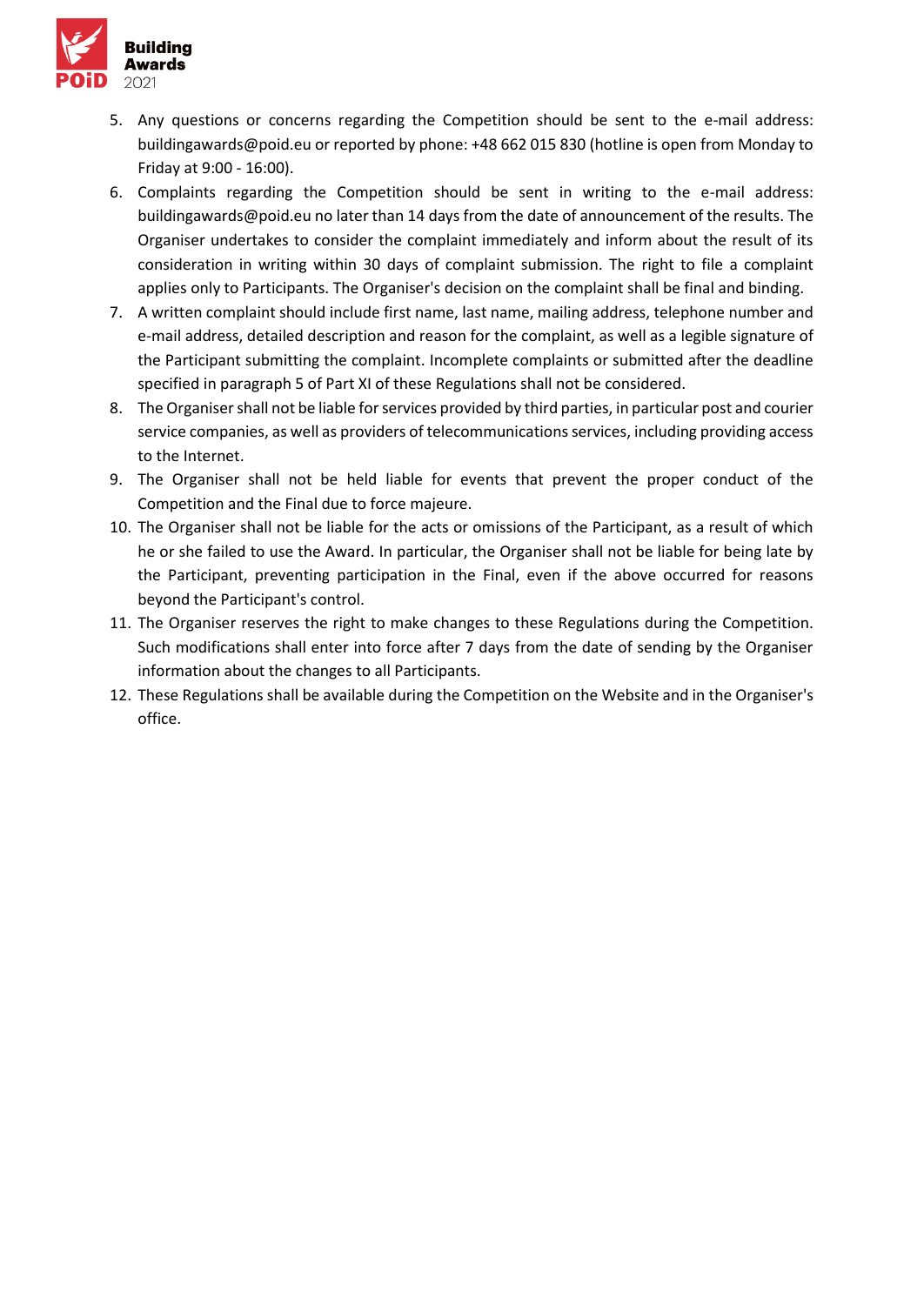5. Any questions or concerns regarding the Competition should be sent to the e-mail address: buildingawards@poid.eu or reported by phone: +48 662 015 830 (hotline is open from Monday to Friday at 9:00 - 16:00).
6. Complaints regarding the Competition should be sent in writing to the e-mail address: buildingawards@poid.eu no later than 14 days from the date of announcement of the results. The Organiser undertakes to consider the complaint immediately and inform about the result of its consideration in writing within 30 days of complaint submission. The right to file a complaint applies only to Participants. The Organiser's decision on the complaint shall be final and binding.
7. A written complaint should include first name, last name, mailing address, telephone number and e-mail address, detailed description and reason for the complaint, as well as a legible signature of the Participant submitting the complaint. Incomplete complaints or submitted after the deadline specified in paragraph 5 of Part XI of these Regulations shall not be considered.
8. The Organiser shall not be liable for services provided by third parties, in particular post and courier service companies, as well as providers of telecommunications services, including providing access to the Internet.
9. The Organiser shall not be held liable for events that prevent the proper conduct of the Competition and the Final due to force majeure.
10. The Organiser shall not be liable for the acts or omissions of the Participant, as a result of which he or she failed to use the Award. In particular, the Organiser shall not be liable for being late by the Participant, preventing participation in the Final, even if the above occurred for reasons beyond the Participant's control.
11. The Organiser reserves the right to make changes to these Regulations during the Competition. Such modifications shall enter into force after 7 days from the date of sending by the Organiser information about the changes to all Participants.
12. These Regulations shall be available during the Competition on the Website and in the Organiser's office.